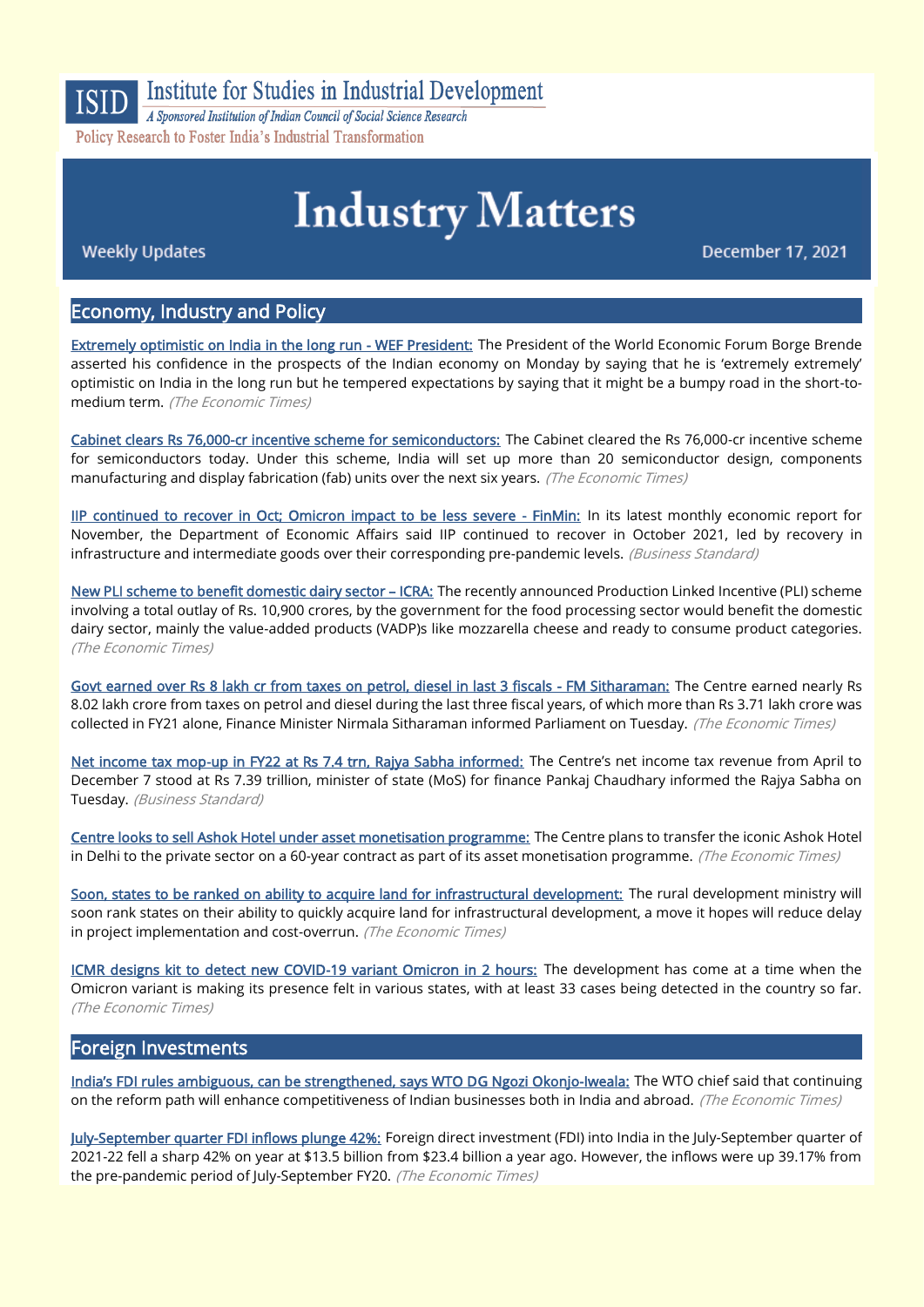# ISID Institute for Studies in Industrial Development

*A Sponsored Institution of Indian Council of Social Science Research*

Policy Research to Foster India's Industrial Transformation

# Industry Matters

Weekly Updates

December 17, 2021

## Economy, Industry and Policy

Extremely optimistic on India in the long run - WEF President: The President of the World Economic Forum Borge Brende asserted his confidence in the prospects of the Indian economy on Monday by saying that he is 'extremely extremely' optimistic on India in the long run but he tempered expectations by saying that it might be a bumpy road in the short-to-medium term. *(The Economic Times)*

Cabinet clears Rs 76,000-cr incentive scheme for semiconductors: The Cabinet cleared the Rs 76,000-cr incentive scheme for semiconductors today. Under this scheme, India will set up more than 20 semiconductor design, components manufacturing and display fabrication (fab) units over the next six years. *(The Economic Times)*

IIP continued to recover in Oct; Omicron impact to be less severe - FinMin: In its latest monthly economic report for November, the Department of Economic Affairs said IIP continued to recover in October 2021, led by recovery in infrastructure and intermediate goods over their corresponding pre-pandemic levels. *(Business Standard)*

New PLI scheme to benefit domestic dairy sector – ICRA: The recently announced Production Linked Incentive (PLI) scheme involving a total outlay of Rs. 10,900 crores, by the government for the food processing sector would benefit the domestic dairy sector, mainly the value-added products (VADP)s like mozzarella cheese and ready to consume product categories. *(The Economic Times)*

Govt earned over Rs 8 lakh cr from taxes on petrol, diesel in last 3 fiscals - FM Sitharaman: The Centre earned nearly Rs 8.02 lakh crore from taxes on petrol and diesel during the last three fiscal years, of which more than Rs 3.71 lakh crore was collected in FY21 alone, Finance Minister Nirmala Sitharaman informed Parliament on Tuesday. *(The Economic Times)*

Net income tax mop-up in FY22 at Rs 7.4 trn, Rajya Sabha informed: The Centre's net income tax revenue from April to December 7 stood at Rs 7.39 trillion, minister of state (MoS) for finance Pankaj Chaudhary informed the Rajya Sabha on Tuesday. *(Business Standard)*

Centre looks to sell Ashok Hotel under asset monetisation programme: The Centre plans to transfer the iconic Ashok Hotel in Delhi to the private sector on a 60-year contract as part of its asset monetisation programme. *(The Economic Times)*

Soon, states to be ranked on ability to acquire land for infrastructural development: The rural development ministry will soon rank states on their ability to quickly acquire land for infrastructural development, a move it hopes will reduce delay in project implementation and cost-overrun. *(The Economic Times)*

ICMR designs kit to detect new COVID-19 variant Omicron in 2 hours: The development has come at a time when the Omicron variant is making its presence felt in various states, with at least 33 cases being detected in the country so far. *(The Economic Times)*

## Foreign Investments

India's FDI rules ambiguous, can be strengthened, says WTO DG Ngozi Okonjo-Iweala: The WTO chief said that continuing on the reform path will enhance competitiveness of Indian businesses both in India and abroad. *(The Economic Times)*

July-September quarter FDI inflows plunge 42%: Foreign direct investment (FDI) into India in the July-September quarter of 2021-22 fell a sharp 42% on year at $13.5 billion from $23.4 billion a year ago. However, the inflows were up 39.17% from the pre-pandemic period of July-September FY20. *(The Economic Times)*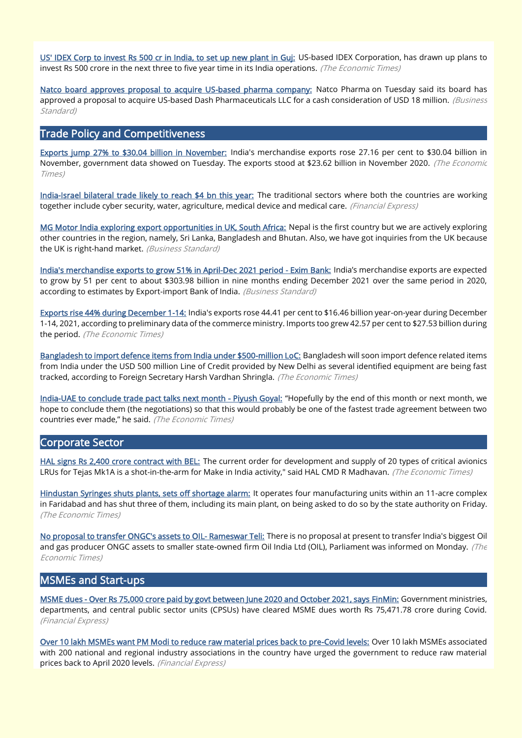US' IDEX Corp to invest Rs 500 cr in India, to set up new plant in Guj: US-based IDEX Corporation, has drawn up plans to invest Rs 500 crore in the next three to five year time in its India operations. *(The Economic Times)*

Natco board approves proposal to acquire US-based pharma company: Natco Pharma on Tuesday said its board has approved a proposal to acquire US-based Dash Pharmaceuticals LLC for a cash consideration of USD 18 million. *(Business Standard)*

## Trade Policy and Competitiveness

Exports jump 27% to $30.04 billion in November: India's merchandise exports rose 27.16 per cent to $30.04 billion in November, government data showed on Tuesday. The exports stood at $23.62 billion in November 2020. *(The Economic Times)*

India-Israel bilateral trade likely to reach $4 bn this year: The traditional sectors where both the countries are working together include cyber security, water, agriculture, medical device and medical care. *(Financial Express)*

MG Motor India exploring export opportunities in UK, South Africa: Nepal is the first country but we are actively exploring other countries in the region, namely, Sri Lanka, Bangladesh and Bhutan. Also, we have got inquiries from the UK because the UK is right-hand market. *(Business Standard)*

India's merchandise exports to grow 51% in April-Dec 2021 period - Exim Bank: India's merchandise exports are expected to grow by 51 per cent to about $303.98 billion in nine months ending December 2021 over the same period in 2020, according to estimates by Export-import Bank of India. *(Business Standard)*

Exports rise 44% during December 1-14: India's exports rose 44.41 per cent to $16.46 billion year-on-year during December 1-14, 2021, according to preliminary data of the commerce ministry. Imports too grew 42.57 per cent to $27.53 billion during the period. *(The Economic Times)*

Bangladesh to import defence items from India under $500-million LoC: Bangladesh will soon import defence related items from India under the USD 500 million Line of Credit provided by New Delhi as several identified equipment are being fast tracked, according to Foreign Secretary Harsh Vardhan Shringla. *(The Economic Times)*

India-UAE to conclude trade pact talks next month - Piyush Goyal: "Hopefully by the end of this month or next month, we hope to conclude them (the negotiations) so that this would probably be one of the fastest trade agreement between two countries ever made," he said. *(The Economic Times)*

## Corporate Sector

HAL signs Rs 2,400 crore contract with BEL: The current order for development and supply of 20 types of critical avionics LRUs for Tejas Mk1A is a shot-in-the-arm for Make in India activity," said HAL CMD R Madhavan. *(The Economic Times)*

Hindustan Syringes shuts plants, sets off shortage alarm: It operates four manufacturing units within an 11-acre complex in Faridabad and has shut three of them, including its main plant, on being asked to do so by the state authority on Friday. *(The Economic Times)*

No proposal to transfer ONGC's assets to OIL- Rameswar Teli: There is no proposal at present to transfer India's biggest Oil and gas producer ONGC assets to smaller state-owned firm Oil India Ltd (OIL), Parliament was informed on Monday. *(The Economic Times)*

## MSMEs and Start-ups

MSME dues - Over Rs 75,000 crore paid by govt between June 2020 and October 2021, says FinMin: Government ministries, departments, and central public sector units (CPSUs) have cleared MSME dues worth Rs 75,471.78 crore during Covid. *(Financial Express)*

Over 10 lakh MSMEs want PM Modi to reduce raw material prices back to pre-Covid levels: Over 10 lakh MSMEs associated with 200 national and regional industry associations in the country have urged the government to reduce raw material prices back to April 2020 levels. *(Financial Express)*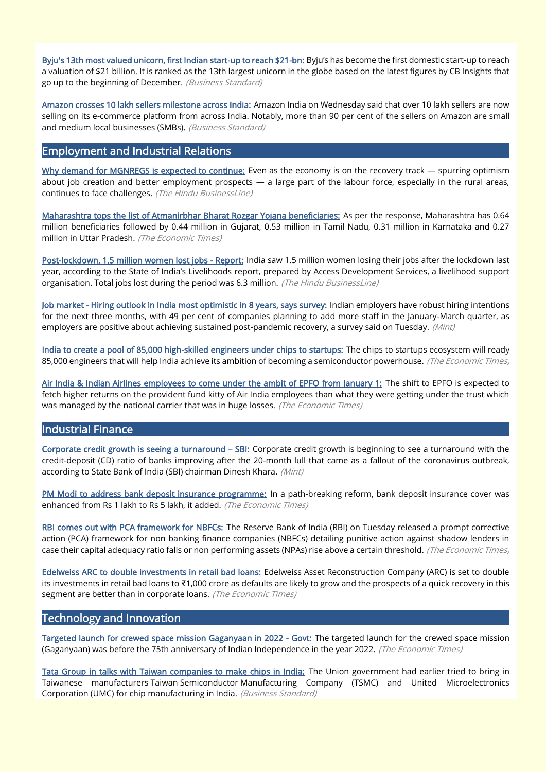[Byju's 13th most valued unicorn, first Indian start-up to reach $21-bn:] Byju's has become the first domestic start-up to reach a valuation of $21 billion. It is ranked as the 13th largest unicorn in the globe based on the latest figures by CB Insights that go up to the beginning of December. *(Business Standard)*

[Amazon crosses 10 lakh sellers milestone across India:] Amazon India on Wednesday said that over 10 lakh sellers are now selling on its e-commerce platform from across India. Notably, more than 90 per cent of the sellers on Amazon are small and medium local businesses (SMBs). *(Business Standard)*

## Employment and Industrial Relations

[Why demand for MGNREGS is expected to continue:] Even as the economy is on the recovery track — spurring optimism about job creation and better employment prospects — a large part of the labour force, especially in the rural areas, continues to face challenges. *(The Hindu BusinessLine)*

[Maharashtra tops the list of Atmanirbhar Bharat Rozgar Yojana beneficiaries:] As per the response, Maharashtra has 0.64 million beneficiaries followed by 0.44 million in Gujarat, 0.53 million in Tamil Nadu, 0.31 million in Karnataka and 0.27 million in Uttar Pradesh. *(The Economic Times)*

[Post-lockdown, 1.5 million women lost jobs - Report:] India saw 1.5 million women losing their jobs after the lockdown last year, according to the State of India's Livelihoods report, prepared by Access Development Services, a livelihood support organisation. Total jobs lost during the period was 6.3 million. *(The Hindu BusinessLine)*

[Job market - Hiring outlook in India most optimistic in 8 years, says survey:] Indian employers have robust hiring intentions for the next three months, with 49 per cent of companies planning to add more staff in the January-March quarter, as employers are positive about achieving sustained post-pandemic recovery, a survey said on Tuesday. *(Mint)*

[India to create a pool of 85,000 high-skilled engineers under chips to startups:] The chips to startups ecosystem will ready 85,000 engineers that will help India achieve its ambition of becoming a semiconductor powerhouse. *(The Economic Times)*

[Air India & Indian Airlines employees to come under the ambit of EPFO from January 1:] The shift to EPFO is expected to fetch higher returns on the provident fund kitty of Air India employees than what they were getting under the trust which was managed by the national carrier that was in huge losses. *(The Economic Times)*

## Industrial Finance

[Corporate credit growth is seeing a turnaround – SBI:] Corporate credit growth is beginning to see a turnaround with the credit-deposit (CD) ratio of banks improving after the 20-month lull that came as a fallout of the coronavirus outbreak, according to State Bank of India (SBI) chairman Dinesh Khara. *(Mint)*

[PM Modi to address bank deposit insurance programme:] In a path-breaking reform, bank deposit insurance cover was enhanced from Rs 1 lakh to Rs 5 lakh, it added. *(The Economic Times)*

[RBI comes out with PCA framework for NBFCs:] The Reserve Bank of India (RBI) on Tuesday released a prompt corrective action (PCA) framework for non banking finance companies (NBFCs) detailing punitive action against shadow lenders in case their capital adequacy ratio falls or non performing assets (NPAs) rise above a certain threshold. *(The Economic Times)*

[Edelweiss ARC to double investments in retail bad loans:] Edelweiss Asset Reconstruction Company (ARC) is set to double its investments in retail bad loans to ₹1,000 crore as defaults are likely to grow and the prospects of a quick recovery in this segment are better than in corporate loans. *(The Economic Times)*

## Technology and Innovation

[Targeted launch for crewed space mission Gaganyaan in 2022 - Govt:] The targeted launch for the crewed space mission (Gaganyaan) was before the 75th anniversary of Indian Independence in the year 2022. *(The Economic Times)*

[Tata Group in talks with Taiwan companies to make chips in India:] The Union government had earlier tried to bring in Taiwanese manufacturers Taiwan Semiconductor Manufacturing Company (TSMC) and United Microelectronics Corporation (UMC) for chip manufacturing in India. *(Business Standard)*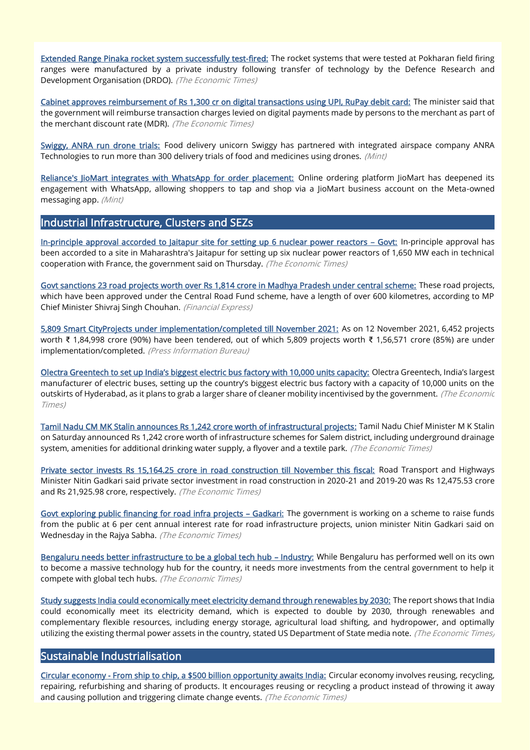Extended Range Pinaka rocket system successfully test-fired: The rocket systems that were tested at Pokharan field firing ranges were manufactured by a private industry following transfer of technology by the Defence Research and Development Organisation (DRDO). *(The Economic Times)*

Cabinet approves reimbursement of Rs 1,300 cr on digital transactions using UPI, RuPay debit card: The minister said that the government will reimburse transaction charges levied on digital payments made by persons to the merchant as part of the merchant discount rate (MDR). *(The Economic Times)*

Swiggy, ANRA run drone trials: Food delivery unicorn Swiggy has partnered with integrated airspace company ANRA Technologies to run more than 300 delivery trials of food and medicines using drones. *(Mint)*

Reliance's JioMart integrates with WhatsApp for order placement: Online ordering platform JioMart has deepened its engagement with WhatsApp, allowing shoppers to tap and shop via a JioMart business account on the Meta-owned messaging app. *(Mint)*

## Industrial Infrastructure, Clusters and SEZs

In-principle approval accorded to Jaitapur site for setting up 6 nuclear power reactors – Govt: In-principle approval has been accorded to a site in Maharashtra's Jaitapur for setting up six nuclear power reactors of 1,650 MW each in technical cooperation with France, the government said on Thursday. *(The Economic Times)*

Govt sanctions 23 road projects worth over Rs 1,814 crore in Madhya Pradesh under central scheme: These road projects, which have been approved under the Central Road Fund scheme, have a length of over 600 kilometres, according to MP Chief Minister Shivraj Singh Chouhan. *(Financial Express)*

5,809 Smart CityProjects under implementation/completed till November 2021: As on 12 November 2021, 6,452 projects worth ₹ 1,84,998 crore (90%) have been tendered, out of which 5,809 projects worth ₹ 1,56,571 crore (85%) are under implementation/completed. *(Press Information Bureau)*

Olectra Greentech to set up India's biggest electric bus factory with 10,000 units capacity: Olectra Greentech, India's largest manufacturer of electric buses, setting up the country's biggest electric bus factory with a capacity of 10,000 units on the outskirts of Hyderabad, as it plans to grab a larger share of cleaner mobility incentivised by the government. *(The Economic Times)*

Tamil Nadu CM MK Stalin announces Rs 1,242 crore worth of infrastructural projects: Tamil Nadu Chief Minister M K Stalin on Saturday announced Rs 1,242 crore worth of infrastructure schemes for Salem district, including underground drainage system, amenities for additional drinking water supply, a flyover and a textile park. *(The Economic Times)*

Private sector invests Rs 15,164.25 crore in road construction till November this fiscal: Road Transport and Highways Minister Nitin Gadkari said private sector investment in road construction in 2020-21 and 2019-20 was Rs 12,475.53 crore and Rs 21,925.98 crore, respectively. *(The Economic Times)*

Govt exploring public financing for road infra projects – Gadkari: The government is working on a scheme to raise funds from the public at 6 per cent annual interest rate for road infrastructure projects, union minister Nitin Gadkari said on Wednesday in the Rajya Sabha. *(The Economic Times)*

Bengaluru needs better infrastructure to be a global tech hub – Industry: While Bengaluru has performed well on its own to become a massive technology hub for the country, it needs more investments from the central government to help it compete with global tech hubs. *(The Economic Times)*

Study suggests India could economically meet electricity demand through renewables by 2030: The report shows that India could economically meet its electricity demand, which is expected to double by 2030, through renewables and complementary flexible resources, including energy storage, agricultural load shifting, and hydropower, and optimally utilizing the existing thermal power assets in the country, stated US Department of State media note. *(The Economic Times)*

## Sustainable Industrialisation

Circular economy - From ship to chip, a $500 billion opportunity awaits India: Circular economy involves reusing, recycling, repairing, refurbishing and sharing of products. It encourages reusing or recycling a product instead of throwing it away and causing pollution and triggering climate change events. *(The Economic Times)*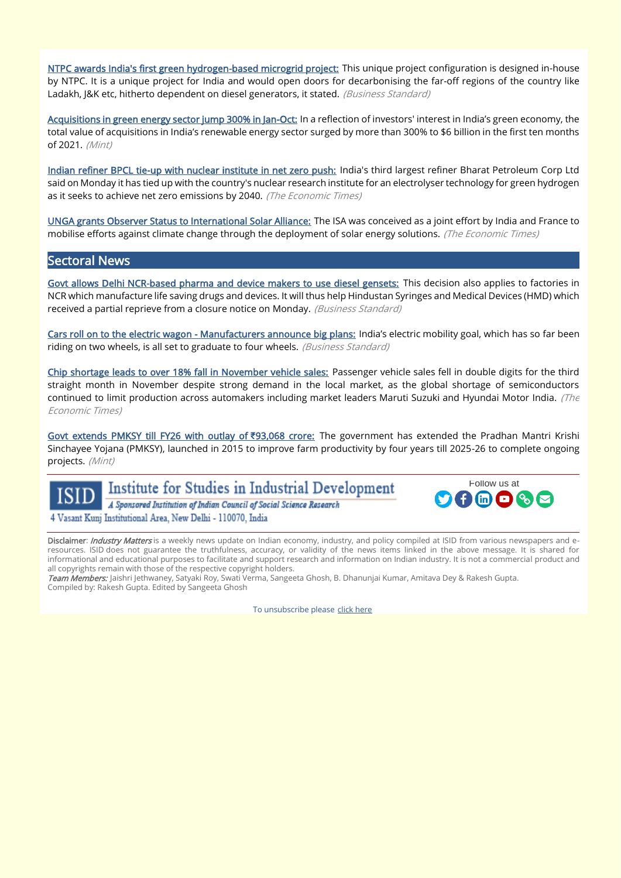**NTPC awards India's first green hydrogen-based microgrid project:** This unique project configuration is designed in-house by NTPC. It is a unique project for India and would open doors for decarbonising the far-off regions of the country like Ladakh, J&K etc, hitherto dependent on diesel generators, it stated. *(Business Standard)*

**Acquisitions in green energy sector jump 300% in Jan-Oct:** In a reflection of investors' interest in India's green economy, the total value of acquisitions in India's renewable energy sector surged by more than 300% to $6 billion in the first ten months of 2021. *(Mint)*

**Indian refiner BPCL tie-up with nuclear institute in net zero push:** India's third largest refiner Bharat Petroleum Corp Ltd said on Monday it has tied up with the country's nuclear research institute for an electrolyser technology for green hydrogen as it seeks to achieve net zero emissions by 2040. *(The Economic Times)*

**UNGA grants Observer Status to International Solar Alliance:** The ISA was conceived as a joint effort by India and France to mobilise efforts against climate change through the deployment of solar energy solutions. *(The Economic Times)*

## Sectoral News

**Govt allows Delhi NCR-based pharma and device makers to use diesel gensets:** This decision also applies to factories in NCR which manufacture life saving drugs and devices. It will thus help Hindustan Syringes and Medical Devices (HMD) which received a partial reprieve from a closure notice on Monday. *(Business Standard)*

**Cars roll on to the electric wagon - Manufacturers announce big plans:** India's electric mobility goal, which has so far been riding on two wheels, is all set to graduate to four wheels. *(Business Standard)*

**Chip shortage leads to over 18% fall in November vehicle sales:** Passenger vehicle sales fell in double digits for the third straight month in November despite strong demand in the local market, as the global shortage of semiconductors continued to limit production across automakers including market leaders Maruti Suzuki and Hyundai Motor India. *(The Economic Times)*

**Govt extends PMKSY till FY26 with outlay of ₹93,068 crore:** The government has extended the Pradhan Mantri Krishi Sinchayee Yojana (PMKSY), launched in 2015 to improve farm productivity by four years till 2025-26 to complete ongoing projects. *(Mint)*

---

ISID Institute for Studies in Industrial Development
*A Sponsored Institution of Indian Council of Social Science Research*
4 Vasant Kunj Institutional Area, New Delhi - 110070, India

Follow us at

---

Disclaimer: *Industry Matters* is a weekly news update on Indian economy, industry, and policy compiled at ISID from various newspapers and e-resources. ISID does not guarantee the truthfulness, accuracy, or validity of the news items linked in the above message. It is shared for informational and educational purposes to facilitate and support research and information on Indian industry. It is not a commercial product and all copyrights remain with those of the respective copyright holders.

*Team Members:* Jaishri Jethwaney, Satyaki Roy, Swati Verma, Sangeeta Ghosh, B. Dhanunjai Kumar, Amitava Dey & Rakesh Gupta.
Compiled by: Rakesh Gupta. Edited by Sangeeta Ghosh

To unsubscribe please click here